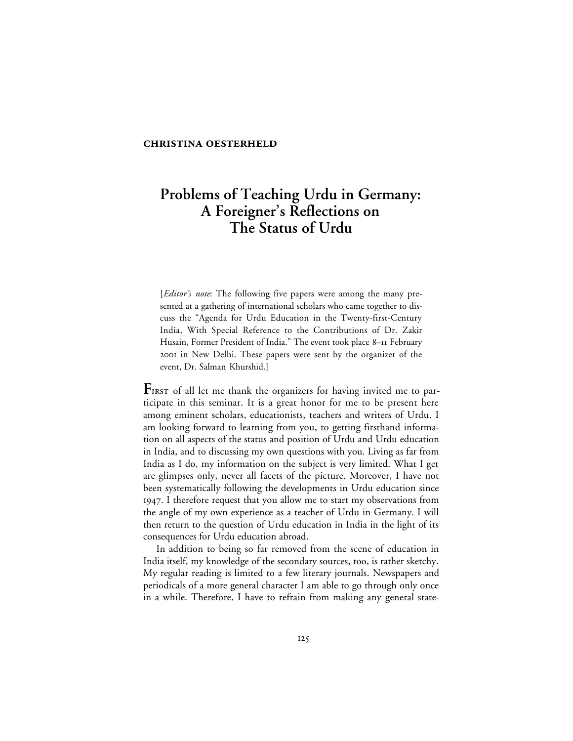**CHRISTINA OESTERHELD**

# Problems of Teaching Urdu in Germany: A Foreigner's Reflections on The Status of Urdu

[*Editor's note*: The following five papers were among the many presented at a gathering of international scholars who came together to discuss the "Agenda for Urdu Education in the Twenty-first-Century India, With Special Reference to the Contributions of Dr. Zakir Husain, Former President of India." The event took place 8–11 February 2001 in New Delhi. These papers were sent by the organizer of the event, Dr. Salman Khurshid.]

First of all let me thank the organizers for having invited me to participate in this seminar. It is a great honor for me to be present here among eminent scholars, educationists, teachers and writers of Urdu. I am looking forward to learning from you, to getting firsthand information on all aspects of the status and position of Urdu and Urdu education in India, and to discussing my own questions with you. Living as far from India as I do, my information on the subject is very limited. What I get are glimpses only, never all facets of the picture. Moreover, I have not been systematically following the developments in Urdu education since 1947. I therefore request that you allow me to start my observations from the angle of my own experience as a teacher of Urdu in Germany. I will then return to the question of Urdu education in India in the light of its consequences for Urdu education abroad.

In addition to being so far removed from the scene of education in India itself, my knowledge of the secondary sources, too, is rather sketchy. My regular reading is limited to a few literary journals. Newspapers and periodicals of a more general character I am able to go through only once in a while. Therefore, I have to refrain from making any general state-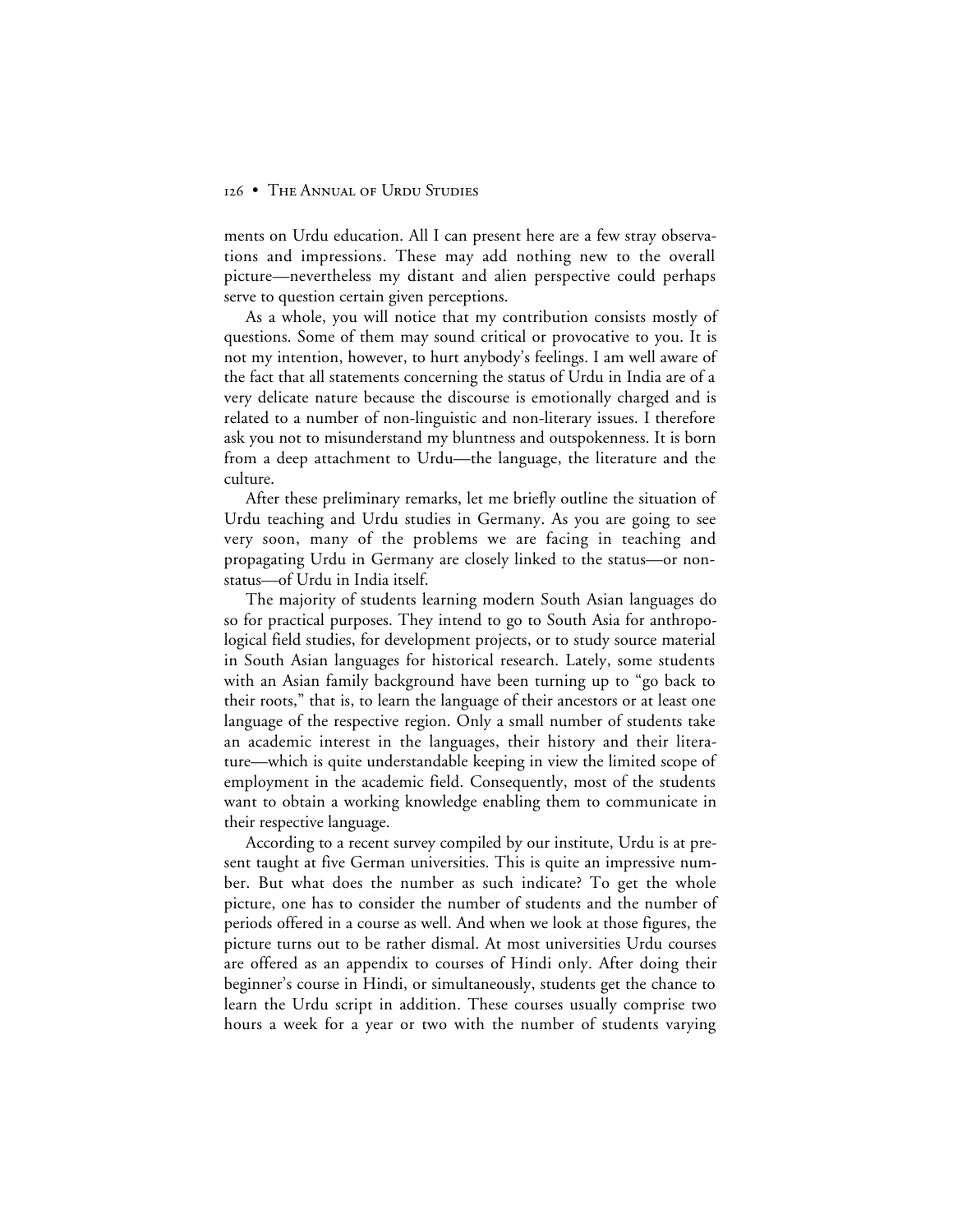ments on Urdu education. All I can present here are a few stray observations and impressions. These may add nothing new to the overall picture—nevertheless my distant and alien perspective could perhaps serve to question certain given perceptions.

As a whole, you will notice that my contribution consists mostly of questions. Some of them may sound critical or provocative to you. It is not my intention, however, to hurt anybody's feelings. I am well aware of the fact that all statements concerning the status of Urdu in India are of a very delicate nature because the discourse is emotionally charged and is related to a number of non-linguistic and non-literary issues. I therefore ask you not to misunderstand my bluntness and outspokenness. It is born from a deep attachment to Urdu—the language, the literature and the culture.

After these preliminary remarks, let me briefly outline the situation of Urdu teaching and Urdu studies in Germany. As you are going to see very soon, many of the problems we are facing in teaching and propagating Urdu in Germany are closely linked to the status—or non-status—of Urdu in India itself.

The majority of students learning modern South Asian languages do so for practical purposes. They intend to go to South Asia for anthropological field studies, for development projects, or to study source material in South Asian languages for historical research. Lately, some students with an Asian family background have been turning up to "go back to their roots," that is, to learn the language of their ancestors or at least one language of the respective region. Only a small number of students take an academic interest in the languages, their history and their literature—which is quite understandable keeping in view the limited scope of employment in the academic field. Consequently, most of the students want to obtain a working knowledge enabling them to communicate in their respective language.

According to a recent survey compiled by our institute, Urdu is at present taught at five German universities. This is quite an impressive number. But what does the number as such indicate? To get the whole picture, one has to consider the number of students and the number of periods offered in a course as well. And when we look at those figures, the picture turns out to be rather dismal. At most universities Urdu courses are offered as an appendix to courses of Hindi only. After doing their beginner's course in Hindi, or simultaneously, students get the chance to learn the Urdu script in addition. These courses usually comprise two hours a week for a year or two with the number of students varying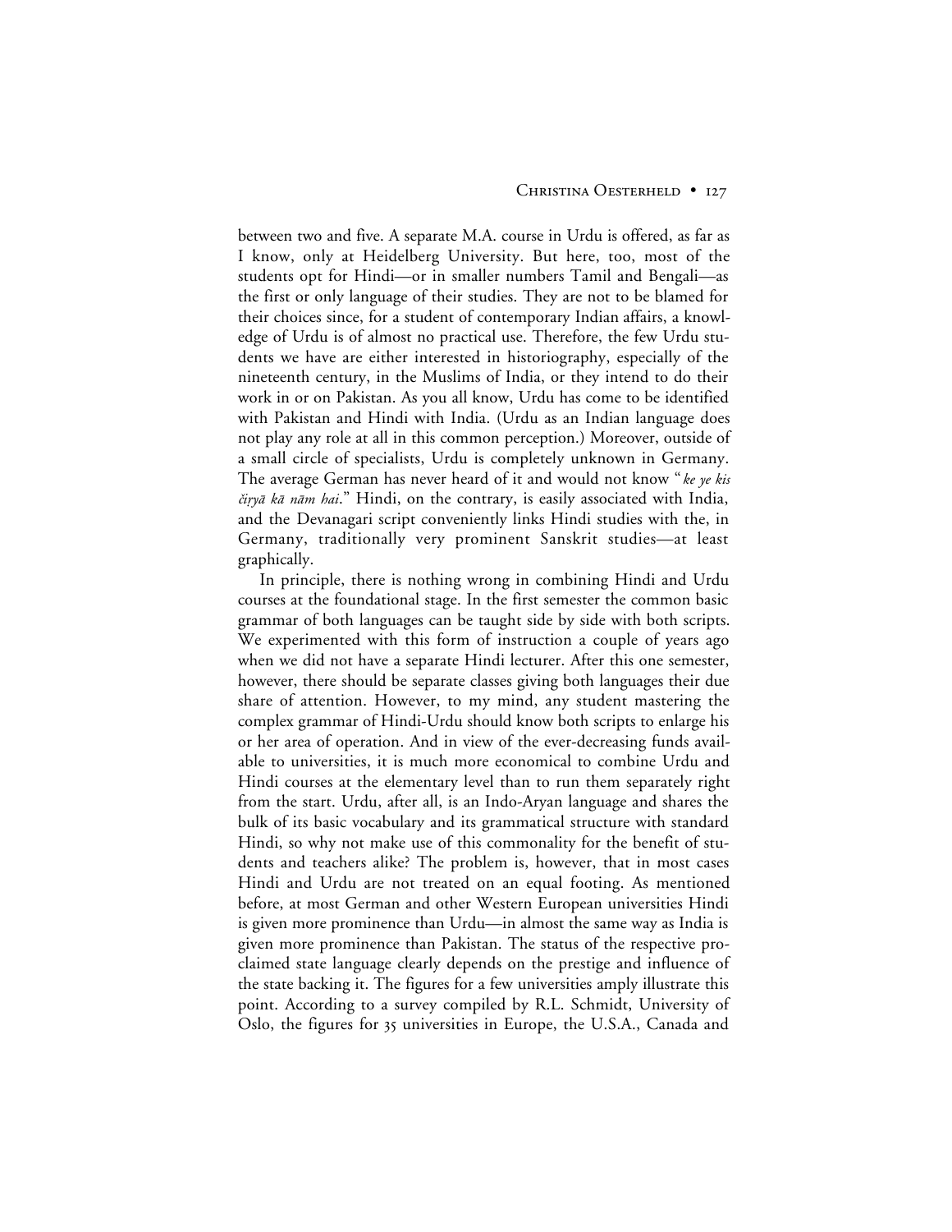between two and five. A separate M.A. course in Urdu is offered, as far as I know, only at Heidelberg University. But here, too, most of the students opt for Hindi—or in smaller numbers Tamil and Bengali—as the first or only language of their studies. They are not to be blamed for their choices since, for a student of contemporary Indian affairs, a knowledge of Urdu is of almost no practical use. Therefore, the few Urdu students we have are either interested in historiography, especially of the nineteenth century, in the Muslims of India, or they intend to do their work in or on Pakistan. As you all know, Urdu has come to be identified with Pakistan and Hindi with India. (Urdu as an Indian language does not play any role at all in this common perception.) Moreover, outside of a small circle of specialists, Urdu is completely unknown in Germany. The average German has never heard of it and would not know "*ke ye kis čiṛyā kā nām hai*." Hindi, on the contrary, is easily associated with India, and the Devanagari script conveniently links Hindi studies with the, in Germany, traditionally very prominent Sanskrit studies—at least graphically.

In principle, there is nothing wrong in combining Hindi and Urdu courses at the foundational stage. In the first semester the common basic grammar of both languages can be taught side by side with both scripts. We experimented with this form of instruction a couple of years ago when we did not have a separate Hindi lecturer. After this one semester, however, there should be separate classes giving both languages their due share of attention. However, to my mind, any student mastering the complex grammar of Hindi-Urdu should know both scripts to enlarge his or her area of operation. And in view of the ever-decreasing funds available to universities, it is much more economical to combine Urdu and Hindi courses at the elementary level than to run them separately right from the start. Urdu, after all, is an Indo-Aryan language and shares the bulk of its basic vocabulary and its grammatical structure with standard Hindi, so why not make use of this commonality for the benefit of students and teachers alike? The problem is, however, that in most cases Hindi and Urdu are not treated on an equal footing. As mentioned before, at most German and other Western European universities Hindi is given more prominence than Urdu—in almost the same way as India is given more prominence than Pakistan. The status of the respective proclaimed state language clearly depends on the prestige and influence of the state backing it. The figures for a few universities amply illustrate this point. According to a survey compiled by R.L. Schmidt, University of Oslo, the figures for 35 universities in Europe, the U.S.A., Canada and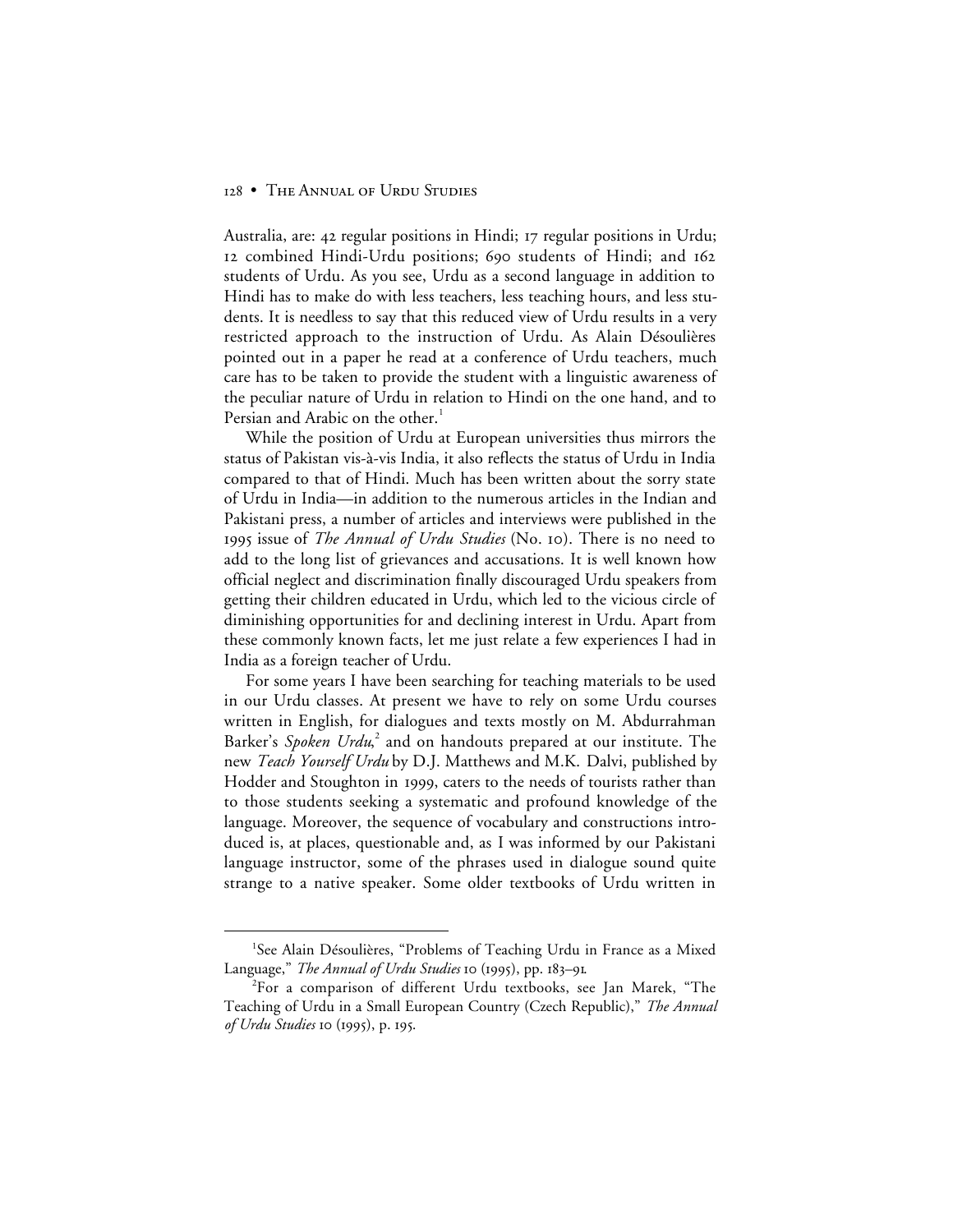Australia, are: 42 regular positions in Hindi; 17 regular positions in Urdu; 12 combined Hindi-Urdu positions; 690 students of Hindi; and 162 students of Urdu. As you see, Urdu as a second language in addition to Hindi has to make do with less teachers, less teaching hours, and less students. It is needless to say that this reduced view of Urdu results in a very restricted approach to the instruction of Urdu. As Alain Désoulières pointed out in a paper he read at a conference of Urdu teachers, much care has to be taken to provide the student with a linguistic awareness of the peculiar nature of Urdu in relation to Hindi on the one hand, and to Persian and Arabic on the other.[1]

While the position of Urdu at European universities thus mirrors the status of Pakistan vis-à-vis India, it also reflects the status of Urdu in India compared to that of Hindi. Much has been written about the sorry state of Urdu in India—in addition to the numerous articles in the Indian and Pakistani press, a number of articles and interviews were published in the 1995 issue of *The Annual of Urdu Studies* (No. 10). There is no need to add to the long list of grievances and accusations. It is well known how official neglect and discrimination finally discouraged Urdu speakers from getting their children educated in Urdu, which led to the vicious circle of diminishing opportunities for and declining interest in Urdu. Apart from these commonly known facts, let me just relate a few experiences I had in India as a foreign teacher of Urdu.

For some years I have been searching for teaching materials to be used in our Urdu classes. At present we have to rely on some Urdu courses written in English, for dialogues and texts mostly on M. Abdurrahman Barker's *Spoken Urdu*,[2] and on handouts prepared at our institute. The new *Teach Yourself Urdu* by D.J. Matthews and M.K. Dalvi, published by Hodder and Stoughton in 1999, caters to the needs of tourists rather than to those students seeking a systematic and profound knowledge of the language. Moreover, the sequence of vocabulary and constructions introduced is, at places, questionable and, as I was informed by our Pakistani language instructor, some of the phrases used in dialogue sound quite strange to a native speaker. Some older textbooks of Urdu written in

---

[1] See Alain Désoulières, "Problems of Teaching Urdu in France as a Mixed Language," *The Annual of Urdu Studies* 10 (1995), pp. 183–91.

[2] For a comparison of different Urdu textbooks, see Jan Marek, "The Teaching of Urdu in a Small European Country (Czech Republic)," *The Annual of Urdu Studies* 10 (1995), p. 195.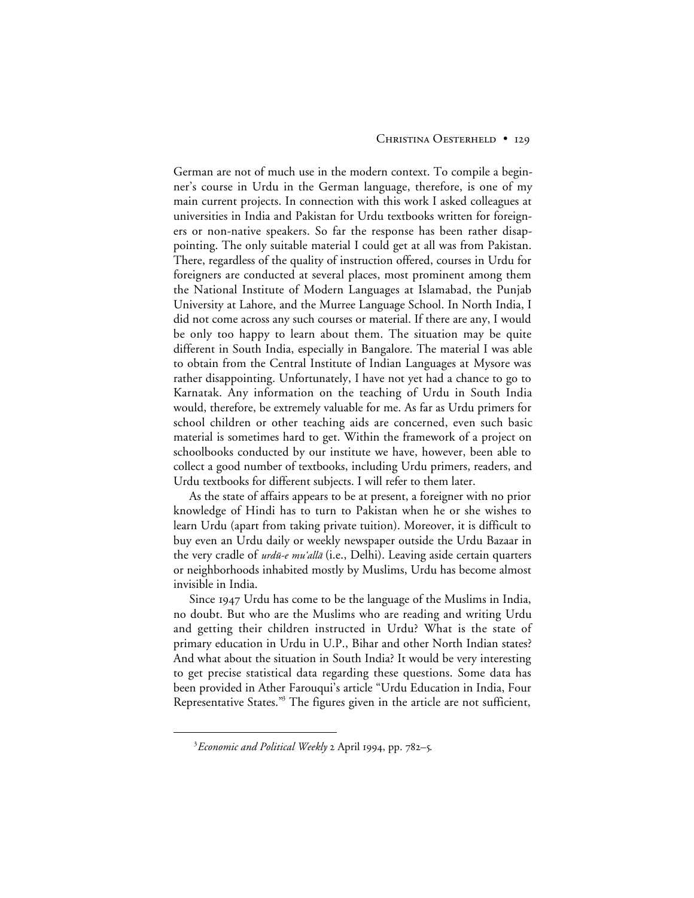German are not of much use in the modern context. To compile a beginner's course in Urdu in the German language, therefore, is one of my main current projects. In connection with this work I asked colleagues at universities in India and Pakistan for Urdu textbooks written for foreigners or non-native speakers. So far the response has been rather disappointing. The only suitable material I could get at all was from Pakistan. There, regardless of the quality of instruction offered, courses in Urdu for foreigners are conducted at several places, most prominent among them the National Institute of Modern Languages at Islamabad, the Punjab University at Lahore, and the Murree Language School. In North India, I did not come across any such courses or material. If there are any, I would be only too happy to learn about them. The situation may be quite different in South India, especially in Bangalore. The material I was able to obtain from the Central Institute of Indian Languages at Mysore was rather disappointing. Unfortunately, I have not yet had a chance to go to Karnatak. Any information on the teaching of Urdu in South India would, therefore, be extremely valuable for me. As far as Urdu primers for school children or other teaching aids are concerned, even such basic material is sometimes hard to get. Within the framework of a project on schoolbooks conducted by our institute we have, however, been able to collect a good number of textbooks, including Urdu primers, readers, and Urdu textbooks for different subjects. I will refer to them later.

As the state of affairs appears to be at present, a foreigner with no prior knowledge of Hindi has to turn to Pakistan when he or she wishes to learn Urdu (apart from taking private tuition). Moreover, it is difficult to buy even an Urdu daily or weekly newspaper outside the Urdu Bazaar in the very cradle of *urdū-e mu'allā* (i.e., Delhi). Leaving aside certain quarters or neighborhoods inhabited mostly by Muslims, Urdu has become almost invisible in India.

Since 1947 Urdu has come to be the language of the Muslims in India, no doubt. But who are the Muslims who are reading and writing Urdu and getting their children instructed in Urdu? What is the state of primary education in Urdu in U.P., Bihar and other North Indian states? And what about the situation in South India? It would be very interesting to get precise statistical data regarding these questions. Some data has been provided in Ather Farouqui's article "Urdu Education in India, Four Representative States."[3] The figures given in the article are not sufficient,

[3] *Economic and Political Weekly* 2 April 1994, pp. 782–5.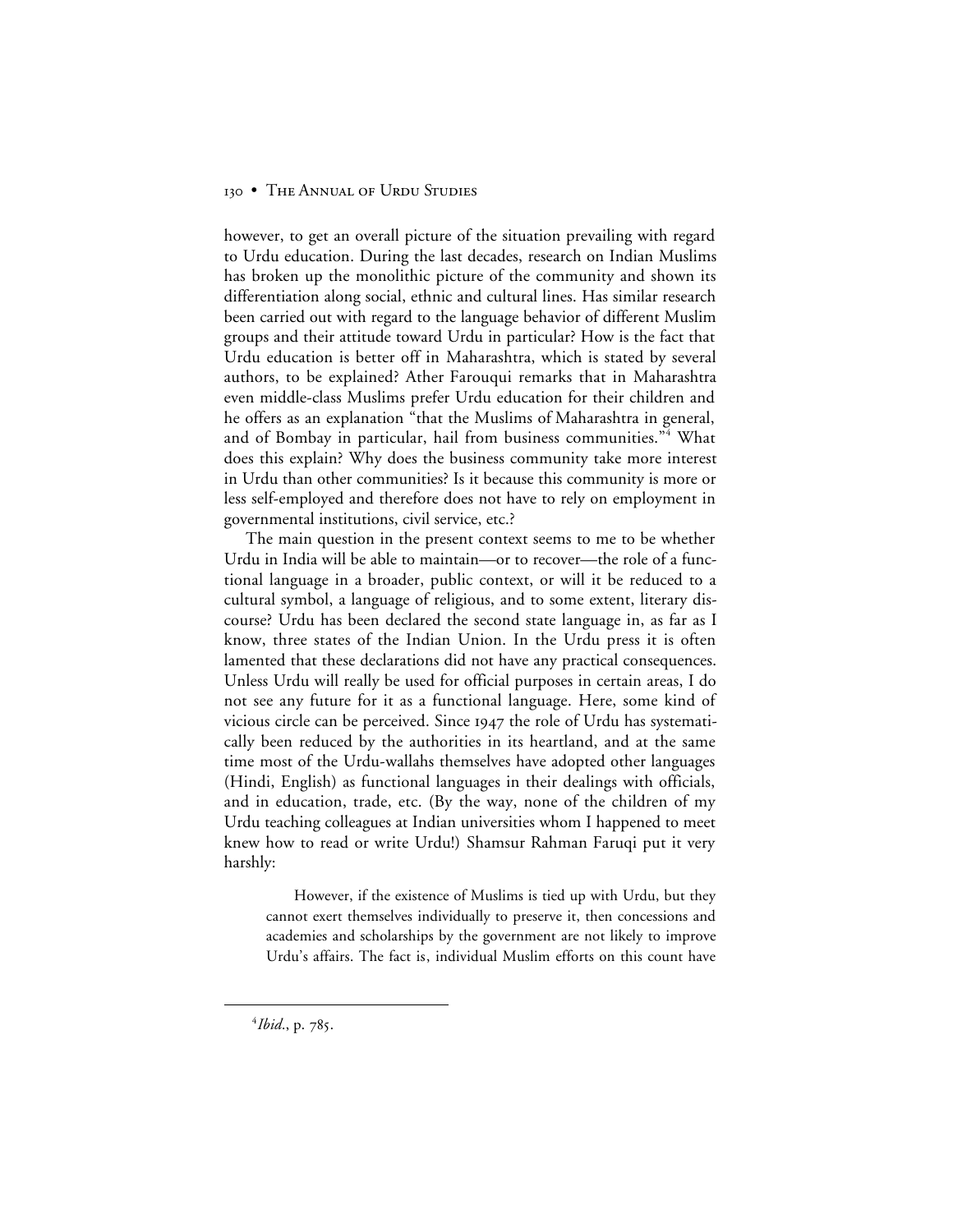however, to get an overall picture of the situation prevailing with regard to Urdu education. During the last decades, research on Indian Muslims has broken up the monolithic picture of the community and shown its differentiation along social, ethnic and cultural lines. Has similar research been carried out with regard to the language behavior of different Muslim groups and their attitude toward Urdu in particular? How is the fact that Urdu education is better off in Maharashtra, which is stated by several authors, to be explained? Ather Farouqui remarks that in Maharashtra even middle-class Muslims prefer Urdu education for their children and he offers as an explanation "that the Muslims of Maharashtra in general, and of Bombay in particular, hail from business communities."[4] What does this explain? Why does the business community take more interest in Urdu than other communities? Is it because this community is more or less self-employed and therefore does not have to rely on employment in governmental institutions, civil service, etc.?

The main question in the present context seems to me to be whether Urdu in India will be able to maintain—or to recover—the role of a functional language in a broader, public context, or will it be reduced to a cultural symbol, a language of religious, and to some extent, literary discourse? Urdu has been declared the second state language in, as far as I know, three states of the Indian Union. In the Urdu press it is often lamented that these declarations did not have any practical consequences. Unless Urdu will really be used for official purposes in certain areas, I do not see any future for it as a functional language. Here, some kind of vicious circle can be perceived. Since 1947 the role of Urdu has systematically been reduced by the authorities in its heartland, and at the same time most of the Urdu-wallahs themselves have adopted other languages (Hindi, English) as functional languages in their dealings with officials, and in education, trade, etc. (By the way, none of the children of my Urdu teaching colleagues at Indian universities whom I happened to meet knew how to read or write Urdu!) Shamsur Rahman Faruqi put it very harshly:

> However, if the existence of Muslims is tied up with Urdu, but they cannot exert themselves individually to preserve it, then concessions and academies and scholarships by the government are not likely to improve Urdu's affairs. The fact is, individual Muslim efforts on this count have

---

[4] *Ibid.*, p. 785.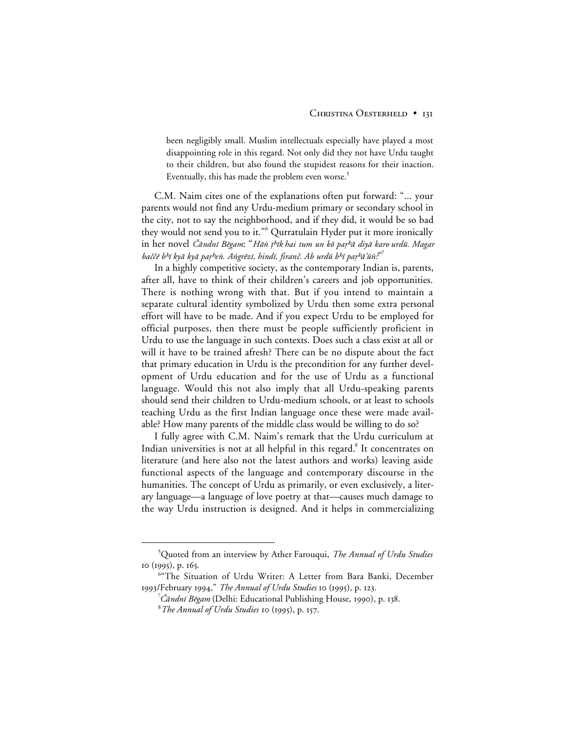> been negligibly small. Muslim intellectuals especially have played a most disappointing role in this regard. Not only did they not have Urdu taught to their children, but also found the stupidest reasons for their inaction. Eventually, this has made the problem even worse.[5]

C.M. Naim cites one of the explanations often put forward: "… your parents would not find any Urdu-medium primary or secondary school in the city, not to say the neighborhood, and if they did, it would be so bad they would not send you to it."[6] Qurratulain Hyder put it more ironically in her novel *Čāndnī Bēgam*: "*Hāṅ ṭʰīk hai tum un kō paṛʰā diyā karo urdū. Magar baččē bʰī kyā kyā paṛʰeṅ. Aṅgrēzī, hindī, firanč. Ab urdū bʰī paṛʰā'ūṅ?*"[7]

In a highly competitive society, as the contemporary Indian is, parents, after all, have to think of their children's careers and job opportunities. There is nothing wrong with that. But if you intend to maintain a separate cultural identity symbolized by Urdu then some extra personal effort will have to be made. And if you expect Urdu to be employed for official purposes, then there must be people sufficiently proficient in Urdu to use the language in such contexts. Does such a class exist at all or will it have to be trained afresh? There can be no dispute about the fact that primary education in Urdu is the precondition for any further development of Urdu education and for the use of Urdu as a functional language. Would this not also imply that all Urdu-speaking parents should send their children to Urdu-medium schools, or at least to schools teaching Urdu as the first Indian language once these were made available? How many parents of the middle class would be willing to do so?

I fully agree with C.M. Naim's remark that the Urdu curriculum at Indian universities is not at all helpful in this regard.[8] It concentrates on literature (and here also not the latest authors and works) leaving aside functional aspects of the language and contemporary discourse in the humanities. The concept of Urdu as primarily, or even exclusively, a literary language—a language of love poetry at that—causes much damage to the way Urdu instruction is designed. And it helps in commercializing

---

[5] Quoted from an interview by Ather Farouqui, *The Annual of Urdu Studies* 10 (1995), p. 165.

[6] "The Situation of Urdu Writer: A Letter from Bara Banki, December 1993/February 1994," *The Annual of Urdu Studies* 10 (1995), p. 123.

[7] *Čāndnī Bēgam* (Delhi: Educational Publishing House, 1990), p. 138.

[8] *The Annual of Urdu Studies* 10 (1995), p. 157.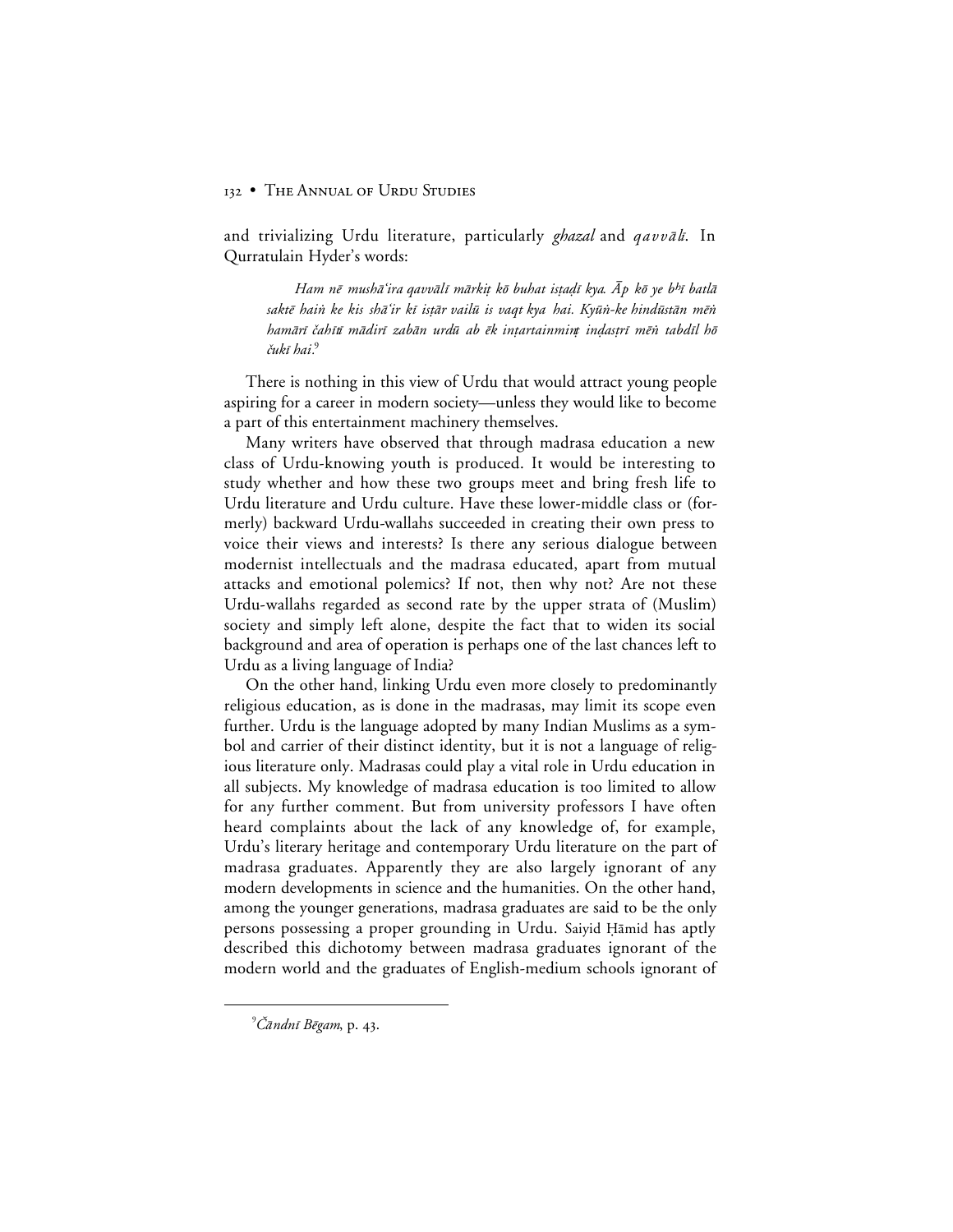and trivializing Urdu literature, particularly *ghazal* and *qavvālī*. In Qurratulain Hyder's words:

> *Ham nē mushā'ira qavvālī mārkiṭ kō buhat isṭaḍī kya. Āp kō ye bʰī batlā saktē haiṅ ke kis shā'ir kī isṭār vailū is vaqt kya hai. Kyūṅ-ke hindūstān mēṅ hamārī čahītī mādirī zabān urdū ab ēk inṭartainminṭ inḍasṭrī mēṅ tabdīl hō čukī hai.*[9]

There is nothing in this view of Urdu that would attract young people aspiring for a career in modern society—unless they would like to become a part of this entertainment machinery themselves.

Many writers have observed that through madrasa education a new class of Urdu-knowing youth is produced. It would be interesting to study whether and how these two groups meet and bring fresh life to Urdu literature and Urdu culture. Have these lower-middle class or (formerly) backward Urdu-wallahs succeeded in creating their own press to voice their views and interests? Is there any serious dialogue between modernist intellectuals and the madrasa educated, apart from mutual attacks and emotional polemics? If not, then why not? Are not these Urdu-wallahs regarded as second rate by the upper strata of (Muslim) society and simply left alone, despite the fact that to widen its social background and area of operation is perhaps one of the last chances left to Urdu as a living language of India?

On the other hand, linking Urdu even more closely to predominantly religious education, as is done in the madrasas, may limit its scope even further. Urdu is the language adopted by many Indian Muslims as a symbol and carrier of their distinct identity, but it is not a language of religious literature only. Madrasas could play a vital role in Urdu education in all subjects. My knowledge of madrasa education is too limited to allow for any further comment. But from university professors I have often heard complaints about the lack of any knowledge of, for example, Urdu's literary heritage and contemporary Urdu literature on the part of madrasa graduates. Apparently they are also largely ignorant of any modern developments in science and the humanities. On the other hand, among the younger generations, madrasa graduates are said to be the only persons possessing a proper grounding in Urdu. Saiyid Ḥāmid has aptly described this dichotomy between madrasa graduates ignorant of the modern world and the graduates of English-medium schools ignorant of

---

[9] *Čāndnī Bēgam*, p. 43.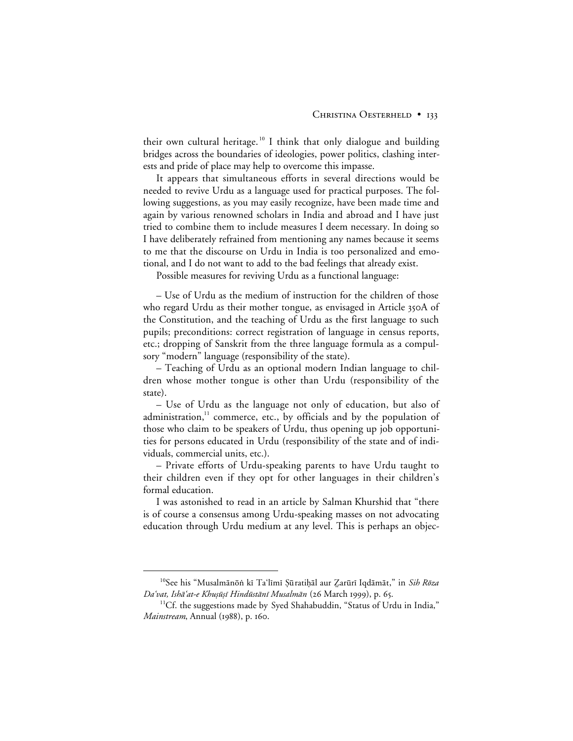their own cultural heritage.[10] I think that only dialogue and building bridges across the boundaries of ideologies, power politics, clashing interests and pride of place may help to overcome this impasse.

It appears that simultaneous efforts in several directions would be needed to revive Urdu as a language used for practical purposes. The following suggestions, as you may easily recognize, have been made time and again by various renowned scholars in India and abroad and I have just tried to combine them to include measures I deem necessary. In doing so I have deliberately refrained from mentioning any names because it seems to me that the discourse on Urdu in India is too personalized and emotional, and I do not want to add to the bad feelings that already exist.

Possible measures for reviving Urdu as a functional language:

– Use of Urdu as the medium of instruction for the children of those who regard Urdu as their mother tongue, as envisaged in Article 350A of the Constitution, and the teaching of Urdu as the first language to such pupils; preconditions: correct registration of language in census reports, etc.; dropping of Sanskrit from the three language formula as a compulsory "modern" language (responsibility of the state).

– Teaching of Urdu as an optional modern Indian language to children whose mother tongue is other than Urdu (responsibility of the state).

– Use of Urdu as the language not only of education, but also of administration,[11] commerce, etc., by officials and by the population of those who claim to be speakers of Urdu, thus opening up job opportunities for persons educated in Urdu (responsibility of the state and of individuals, commercial units, etc.).

– Private efforts of Urdu-speaking parents to have Urdu taught to their children even if they opt for other languages in their children's formal education.

I was astonished to read in an article by Salman Khurshid that "there is of course a consensus among Urdu-speaking masses on not advocating education through Urdu medium at any level. This is perhaps an objec-

---

[10] See his "Musalmānōṅ kī Taʿlīmī Ṣūratiḥāl aur Ẕarūrī Iqdāmāt," in *Sih Rōza Daʿvat, Ishāʿat-e Khuṣūṣī Hindūstānī Musalmān* (26 March 1999), p. 65.

[11] Cf. the suggestions made by Syed Shahabuddin, "Status of Urdu in India," *Mainstream*, Annual (1988), p. 160.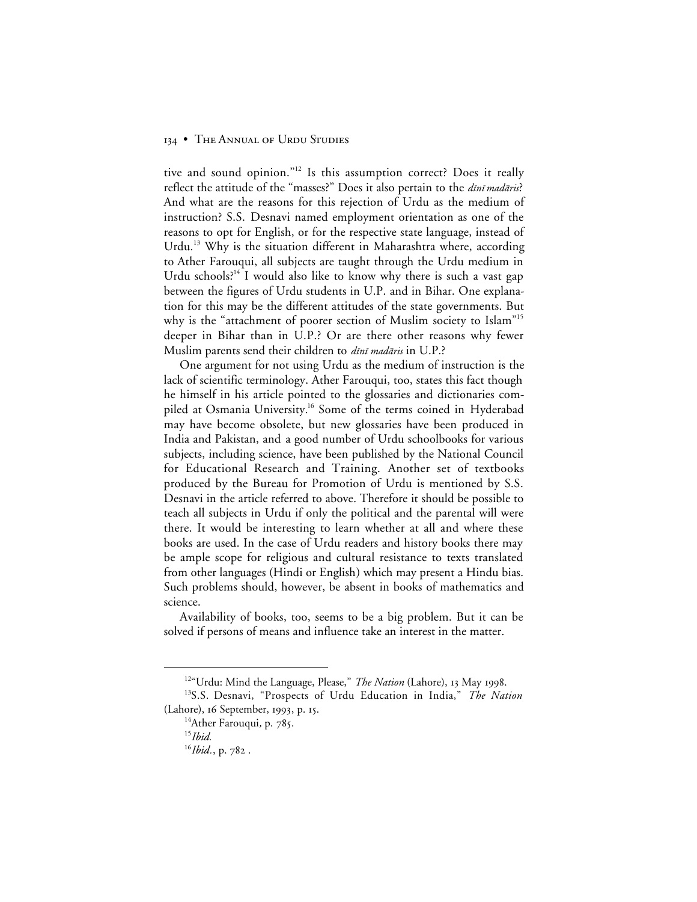tive and sound opinion."[12] Is this assumption correct? Does it really reflect the attitude of the "masses?" Does it also pertain to the *dīnī madāris*? And what are the reasons for this rejection of Urdu as the medium of instruction? S.S. Desnavi named employment orientation as one of the reasons to opt for English, or for the respective state language, instead of Urdu.[13] Why is the situation different in Maharashtra where, according to Ather Farouqui, all subjects are taught through the Urdu medium in Urdu schools?[14] I would also like to know why there is such a vast gap between the figures of Urdu students in U.P. and in Bihar. One explanation for this may be the different attitudes of the state governments. But why is the "attachment of poorer section of Muslim society to Islam"[15] deeper in Bihar than in U.P.? Or are there other reasons why fewer Muslim parents send their children to *dīnī madāris* in U.P.?

One argument for not using Urdu as the medium of instruction is the lack of scientific terminology. Ather Farouqui, too, states this fact though he himself in his article pointed to the glossaries and dictionaries compiled at Osmania University.[16] Some of the terms coined in Hyderabad may have become obsolete, but new glossaries have been produced in India and Pakistan, and a good number of Urdu schoolbooks for various subjects, including science, have been published by the National Council for Educational Research and Training. Another set of textbooks produced by the Bureau for Promotion of Urdu is mentioned by S.S. Desnavi in the article referred to above. Therefore it should be possible to teach all subjects in Urdu if only the political and the parental will were there. It would be interesting to learn whether at all and where these books are used. In the case of Urdu readers and history books there may be ample scope for religious and cultural resistance to texts translated from other languages (Hindi or English) which may present a Hindu bias. Such problems should, however, be absent in books of mathematics and science.

Availability of books, too, seems to be a big problem. But it can be solved if persons of means and influence take an interest in the matter.

---

[12] "Urdu: Mind the Language, Please," *The Nation* (Lahore), 13 May 1998.

[13] S.S. Desnavi, "Prospects of Urdu Education in India," *The Nation* (Lahore), 16 September, 1993, p. 15.

[14] Ather Farouqui, p. 785.

[15] *Ibid.*

[16] *Ibid.*, p. 782 .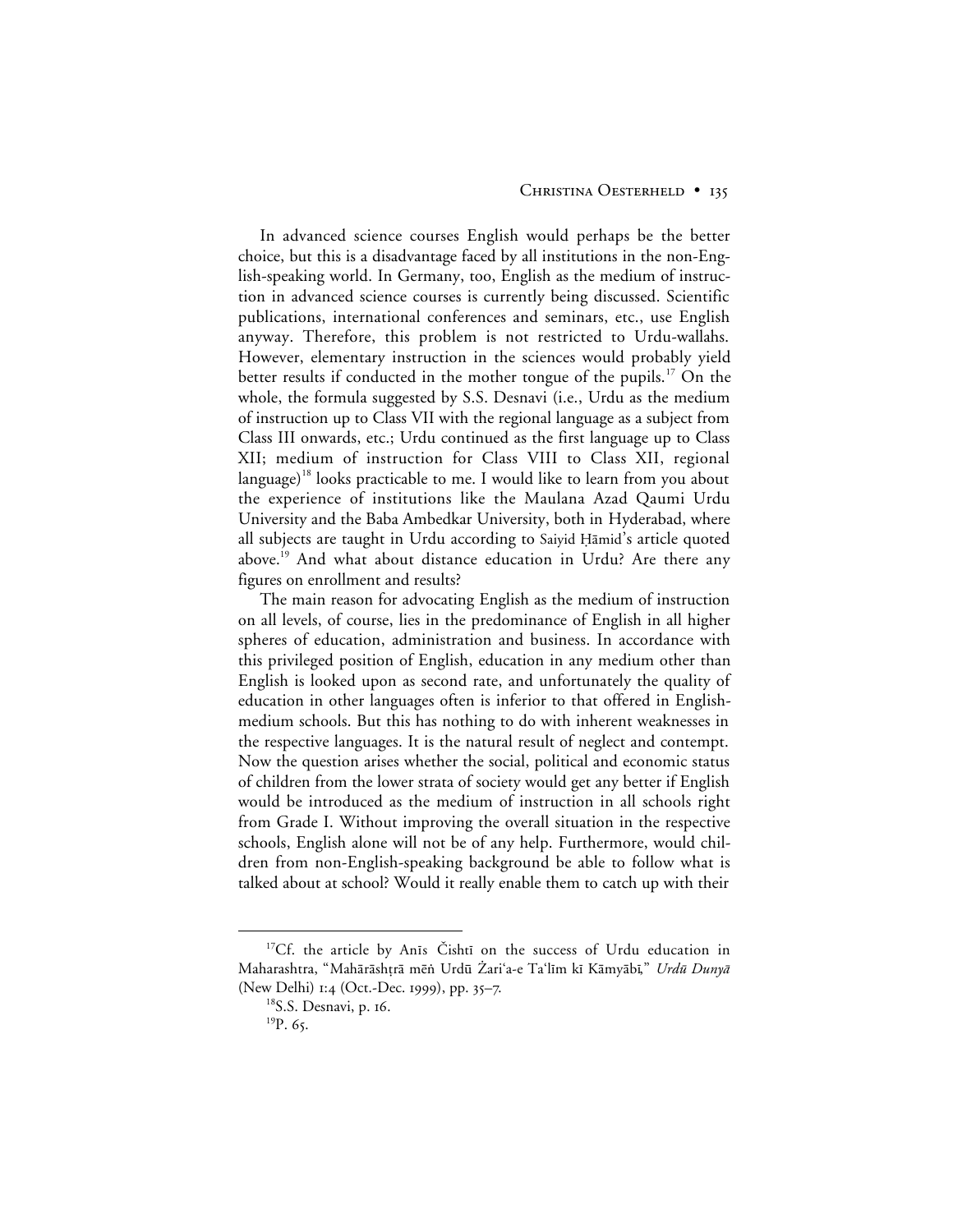In advanced science courses English would perhaps be the better choice, but this is a disadvantage faced by all institutions in the non-English-speaking world. In Germany, too, English as the medium of instruction in advanced science courses is currently being discussed. Scientific publications, international conferences and seminars, etc., use English anyway. Therefore, this problem is not restricted to Urdu-wallahs. However, elementary instruction in the sciences would probably yield better results if conducted in the mother tongue of the pupils.[17] On the whole, the formula suggested by S.S. Desnavi (i.e., Urdu as the medium of instruction up to Class VII with the regional language as a subject from Class III onwards, etc.; Urdu continued as the first language up to Class XII; medium of instruction for Class VIII to Class XII, regional language)[18] looks practicable to me. I would like to learn from you about the experience of institutions like the Maulana Azad Qaumi Urdu University and the Baba Ambedkar University, both in Hyderabad, where all subjects are taught in Urdu according to Saiyid Ḥāmid's article quoted above.[19] And what about distance education in Urdu? Are there any figures on enrollment and results?

The main reason for advocating English as the medium of instruction on all levels, of course, lies in the predominance of English in all higher spheres of education, administration and business. In accordance with this privileged position of English, education in any medium other than English is looked upon as second rate, and unfortunately the quality of education in other languages often is inferior to that offered in English-medium schools. But this has nothing to do with inherent weaknesses in the respective languages. It is the natural result of neglect and contempt. Now the question arises whether the social, political and economic status of children from the lower strata of society would get any better if English would be introduced as the medium of instruction in all schools right from Grade I. Without improving the overall situation in the respective schools, English alone will not be of any help. Furthermore, would children from non-English-speaking background be able to follow what is talked about at school? Would it really enable them to catch up with their

---

[17]Cf. the article by Anīs Čishtī on the success of Urdu education in Maharashtra, "Mahārāshṭrā mēṅ Urdū Żari'a-e Ta'līm kī Kāmyābī," *Urdū Dunyā* (New Delhi) 1:4 (Oct.-Dec. 1999), pp. 35–7.

[18]S.S. Desnavi, p. 16.

[19]P. 65.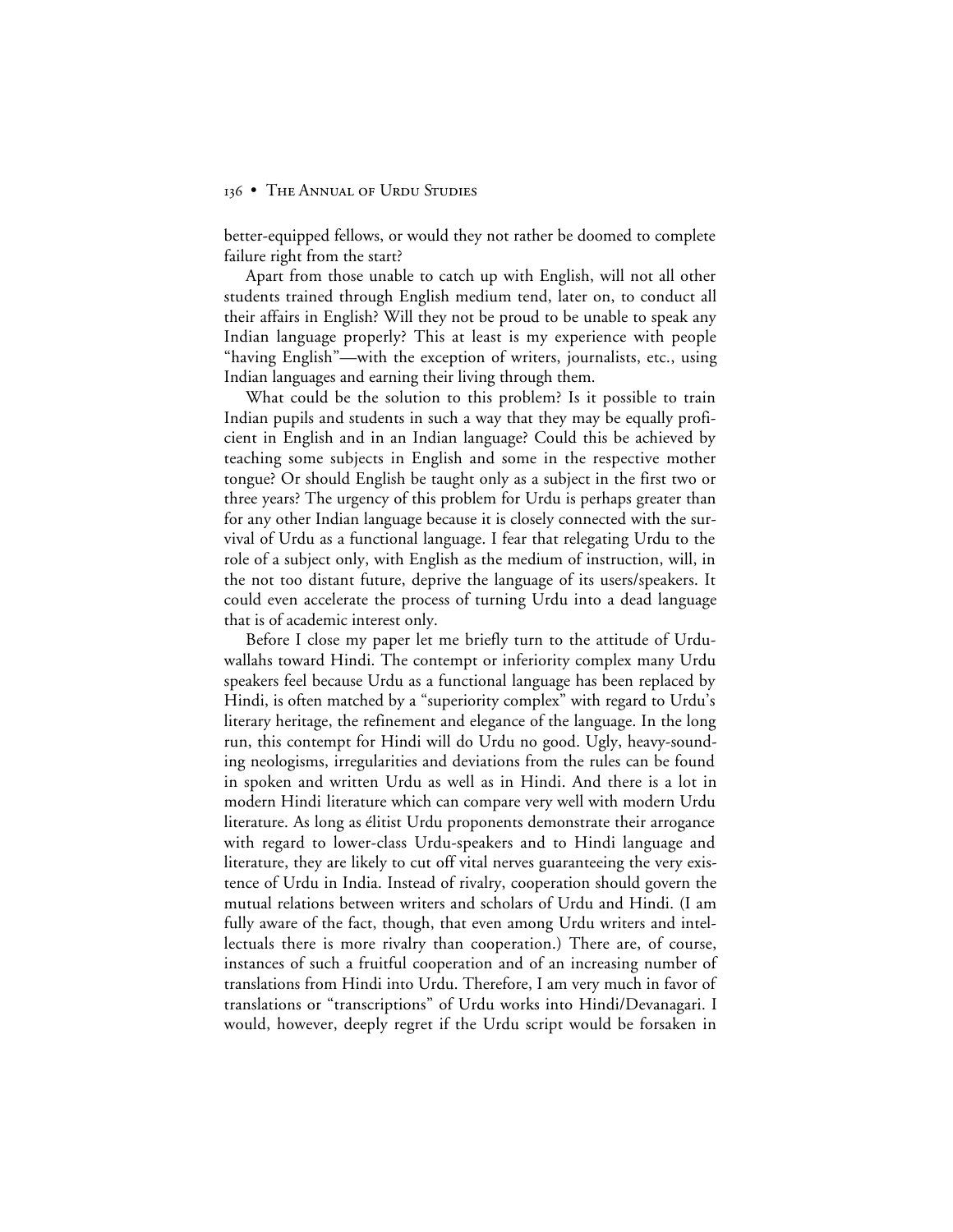better-equipped fellows, or would they not rather be doomed to complete failure right from the start?

Apart from those unable to catch up with English, will not all other students trained through English medium tend, later on, to conduct all their affairs in English? Will they not be proud to be unable to speak any Indian language properly? This at least is my experience with people "having English"—with the exception of writers, journalists, etc., using Indian languages and earning their living through them.

What could be the solution to this problem? Is it possible to train Indian pupils and students in such a way that they may be equally proficient in English and in an Indian language? Could this be achieved by teaching some subjects in English and some in the respective mother tongue? Or should English be taught only as a subject in the first two or three years? The urgency of this problem for Urdu is perhaps greater than for any other Indian language because it is closely connected with the survival of Urdu as a functional language. I fear that relegating Urdu to the role of a subject only, with English as the medium of instruction, will, in the not too distant future, deprive the language of its users/speakers. It could even accelerate the process of turning Urdu into a dead language that is of academic interest only.

Before I close my paper let me briefly turn to the attitude of Urdu-wallahs toward Hindi. The contempt or inferiority complex many Urdu speakers feel because Urdu as a functional language has been replaced by Hindi, is often matched by a "superiority complex" with regard to Urdu's literary heritage, the refinement and elegance of the language. In the long run, this contempt for Hindi will do Urdu no good. Ugly, heavy-sounding neologisms, irregularities and deviations from the rules can be found in spoken and written Urdu as well as in Hindi. And there is a lot in modern Hindi literature which can compare very well with modern Urdu literature. As long as élitist Urdu proponents demonstrate their arrogance with regard to lower-class Urdu-speakers and to Hindi language and literature, they are likely to cut off vital nerves guaranteeing the very existence of Urdu in India. Instead of rivalry, cooperation should govern the mutual relations between writers and scholars of Urdu and Hindi. (I am fully aware of the fact, though, that even among Urdu writers and intellectuals there is more rivalry than cooperation.) There are, of course, instances of such a fruitful cooperation and of an increasing number of translations from Hindi into Urdu. Therefore, I am very much in favor of translations or "transcriptions" of Urdu works into Hindi/Devanagari. I would, however, deeply regret if the Urdu script would be forsaken in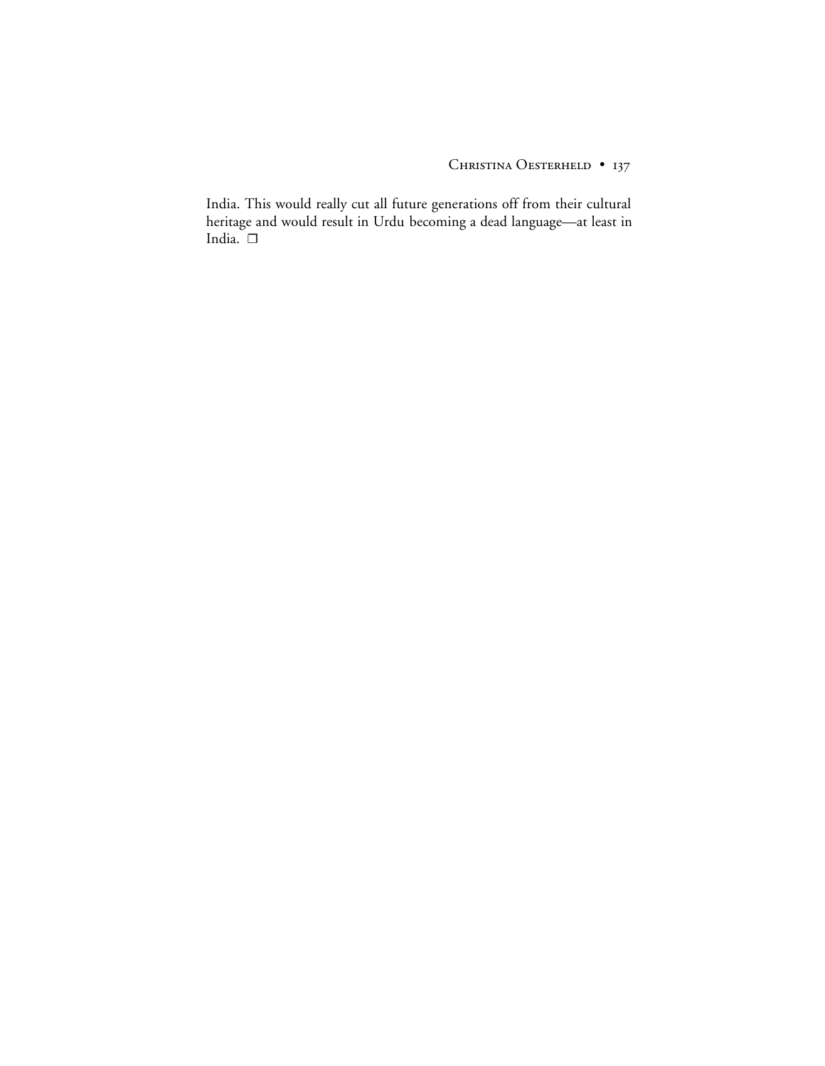India. This would really cut all future generations off from their cultural heritage and would result in Urdu becoming a dead language—at least in India. ❐